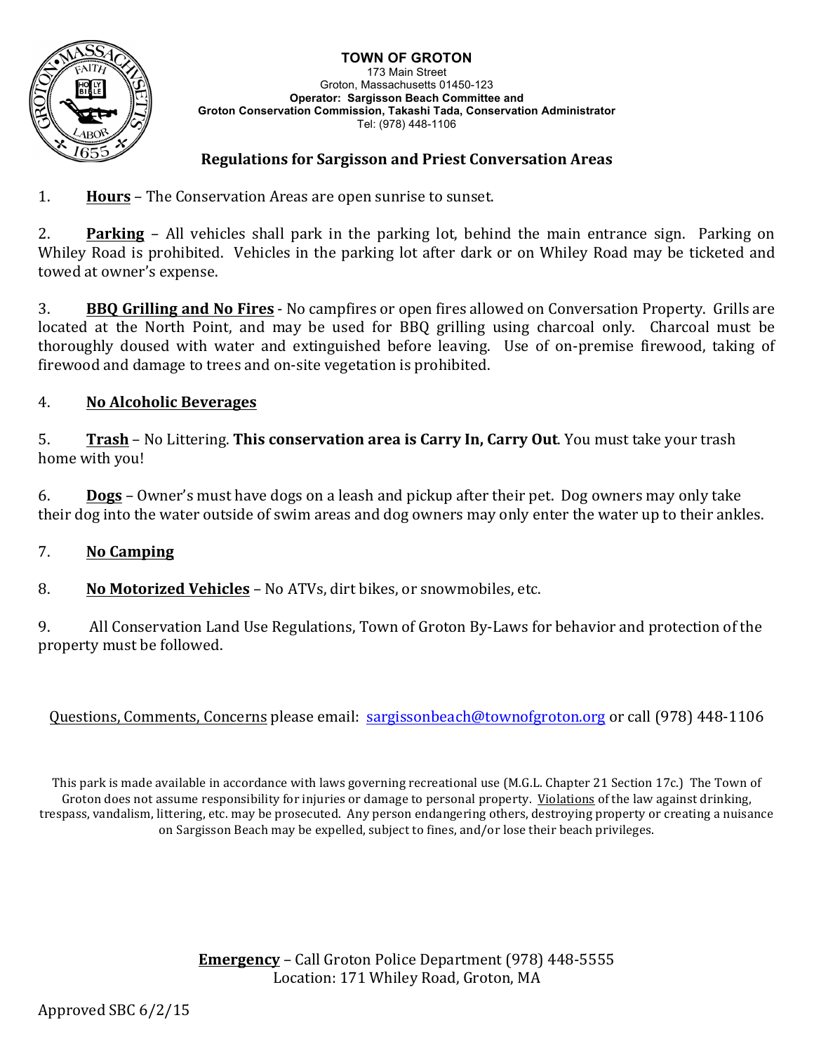**TOWN OF GROTON**
173 Main Street
Groton, Massachusetts 01450-123
**Operator: Sargisson Beach Committee and**
**Groton Conservation Commission, Takashi Tada, Conservation Administrator**
Tel: (978) 448-1106

## Regulations for Sargisson and Priest Conversation Areas

1. **Hours** – The Conservation Areas are open sunrise to sunset.

2. **Parking** – All vehicles shall park in the parking lot, behind the main entrance sign. Parking on Whiley Road is prohibited. Vehicles in the parking lot after dark or on Whiley Road may be ticketed and towed at owner's expense.

3. **BBQ Grilling and No Fires** - No campfires or open fires allowed on Conversation Property. Grills are located at the North Point, and may be used for BBQ grilling using charcoal only. Charcoal must be thoroughly doused with water and extinguished before leaving. Use of on-premise firewood, taking of firewood and damage to trees and on-site vegetation is prohibited.

4. **No Alcoholic Beverages**

5. **Trash** – No Littering. **This conservation area is Carry In, Carry Out**. You must take your trash home with you!

6. **Dogs** – Owner's must have dogs on a leash and pickup after their pet. Dog owners may only take their dog into the water outside of swim areas and dog owners may only enter the water up to their ankles.

7. **No Camping**

8. **No Motorized Vehicles** – No ATVs, dirt bikes, or snowmobiles, etc.

9. All Conservation Land Use Regulations, Town of Groton By-Laws for behavior and protection of the property must be followed.

Questions, Comments, Concerns please email: sargissonbeach@townofgroton.org or call (978) 448-1106

This park is made available in accordance with laws governing recreational use (M.G.L. Chapter 21 Section 17c.) The Town of Groton does not assume responsibility for injuries or damage to personal property. Violations of the law against drinking, trespass, vandalism, littering, etc. may be prosecuted. Any person endangering others, destroying property or creating a nuisance on Sargisson Beach may be expelled, subject to fines, and/or lose their beach privileges.

**Emergency** – Call Groton Police Department (978) 448-5555
Location: 171 Whiley Road, Groton, MA

Approved SBC 6/2/15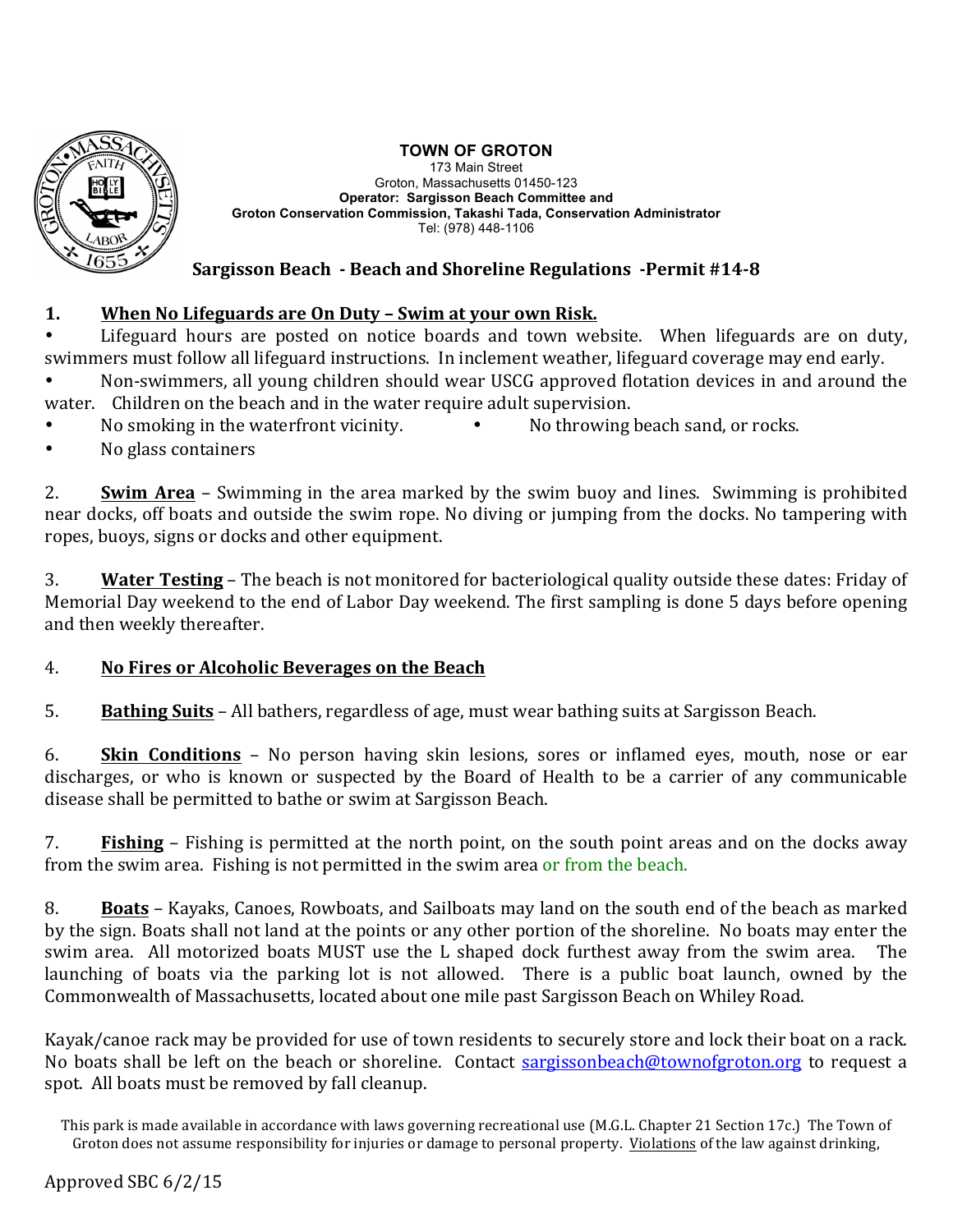**TOWN OF GROTON**
173 Main Street
Groton, Massachusetts 01450-123
**Operator: Sargisson Beach Committee and**
**Groton Conservation Commission, Takashi Tada, Conservation Administrator**
Tel: (978) 448-1106

## Sargisson Beach - Beach and Shoreline Regulations -Permit #14-8

**1. <u>When No Lifeguards are On Duty – Swim at your own Risk.</u>**

- Lifeguard hours are posted on notice boards and town website. When lifeguards are on duty, swimmers must follow all lifeguard instructions. In inclement weather, lifeguard coverage may end early.
- Non-swimmers, all young children should wear USCG approved flotation devices in and around the water. Children on the beach and in the water require adult supervision.
- No smoking in the waterfront vicinity.
- No throwing beach sand, or rocks.
- No glass containers

2. **<u>Swim Area</u>** – Swimming in the area marked by the swim buoy and lines. Swimming is prohibited near docks, off boats and outside the swim rope. No diving or jumping from the docks. No tampering with ropes, buoys, signs or docks and other equipment.

3. **<u>Water Testing</u>** – The beach is not monitored for bacteriological quality outside these dates: Friday of Memorial Day weekend to the end of Labor Day weekend. The first sampling is done 5 days before opening and then weekly thereafter.

4. **<u>No Fires or Alcoholic Beverages on the Beach</u>**

5. **<u>Bathing Suits</u>** – All bathers, regardless of age, must wear bathing suits at Sargisson Beach.

6. **<u>Skin Conditions</u>** – No person having skin lesions, sores or inflamed eyes, mouth, nose or ear discharges, or who is known or suspected by the Board of Health to be a carrier of any communicable disease shall be permitted to bathe or swim at Sargisson Beach.

7. **<u>Fishing</u>** – Fishing is permitted at the north point, on the south point areas and on the docks away from the swim area. Fishing is not permitted in the swim area or from the beach.

8. **<u>Boats</u>** – Kayaks, Canoes, Rowboats, and Sailboats may land on the south end of the beach as marked by the sign. Boats shall not land at the points or any other portion of the shoreline. No boats may enter the swim area. All motorized boats MUST use the L shaped dock furthest away from the swim area. The launching of boats via the parking lot is not allowed. There is a public boat launch, owned by the Commonwealth of Massachusetts, located about one mile past Sargisson Beach on Whiley Road.

Kayak/canoe rack may be provided for use of town residents to securely store and lock their boat on a rack. No boats shall be left on the beach or shoreline. Contact sargissonbeach@townofgroton.org to request a spot. All boats must be removed by fall cleanup.

This park is made available in accordance with laws governing recreational use (M.G.L. Chapter 21 Section 17c.) The Town of Groton does not assume responsibility for injuries or damage to personal property. <u>Violations</u> of the law against drinking,

Approved SBC 6/2/15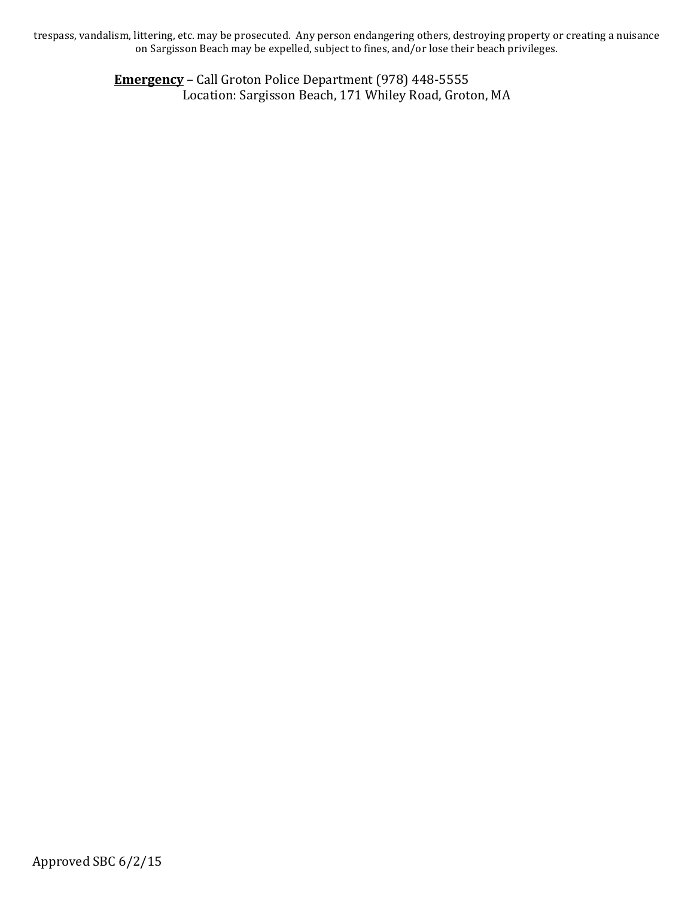trespass, vandalism, littering, etc. may be prosecuted. Any person endangering others, destroying property or creating a nuisance on Sargisson Beach may be expelled, subject to fines, and/or lose their beach privileges.

**Emergency** – Call Groton Police Department (978) 448-5555
Location: Sargisson Beach, 171 Whiley Road, Groton, MA

Approved SBC 6/2/15